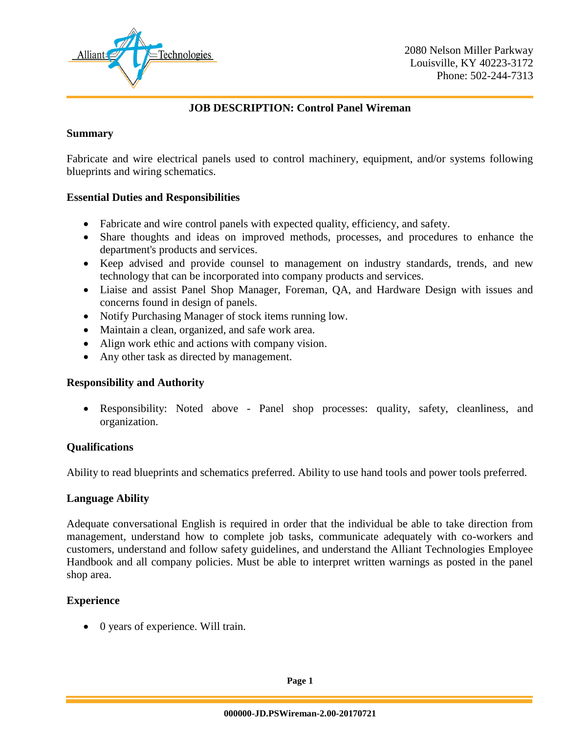Alliant Technologies

2080 Nelson Miller Parkway
Louisville, KY 40223-3172
Phone: 502-244-7313

# JOB DESCRIPTION: Control Panel Wireman

## Summary

Fabricate and wire electrical panels used to control machinery, equipment, and/or systems following blueprints and wiring schematics.

## Essential Duties and Responsibilities

- Fabricate and wire control panels with expected quality, efficiency, and safety.
- Share thoughts and ideas on improved methods, processes, and procedures to enhance the department's products and services.
- Keep advised and provide counsel to management on industry standards, trends, and new technology that can be incorporated into company products and services.
- Liaise and assist Panel Shop Manager, Foreman, QA, and Hardware Design with issues and concerns found in design of panels.
- Notify Purchasing Manager of stock items running low.
- Maintain a clean, organized, and safe work area.
- Align work ethic and actions with company vision.
- Any other task as directed by management.

## Responsibility and Authority

- Responsibility: Noted above - Panel shop processes: quality, safety, cleanliness, and organization.

## Qualifications

Ability to read blueprints and schematics preferred. Ability to use hand tools and power tools preferred.

## Language Ability

Adequate conversational English is required in order that the individual be able to take direction from management, understand how to complete job tasks, communicate adequately with co-workers and customers, understand and follow safety guidelines, and understand the Alliant Technologies Employee Handbook and all company policies. Must be able to interpret written warnings as posted in the panel shop area.

## Experience

- 0 years of experience. Will train.

000000-JD.PSWireman-2.00-20170721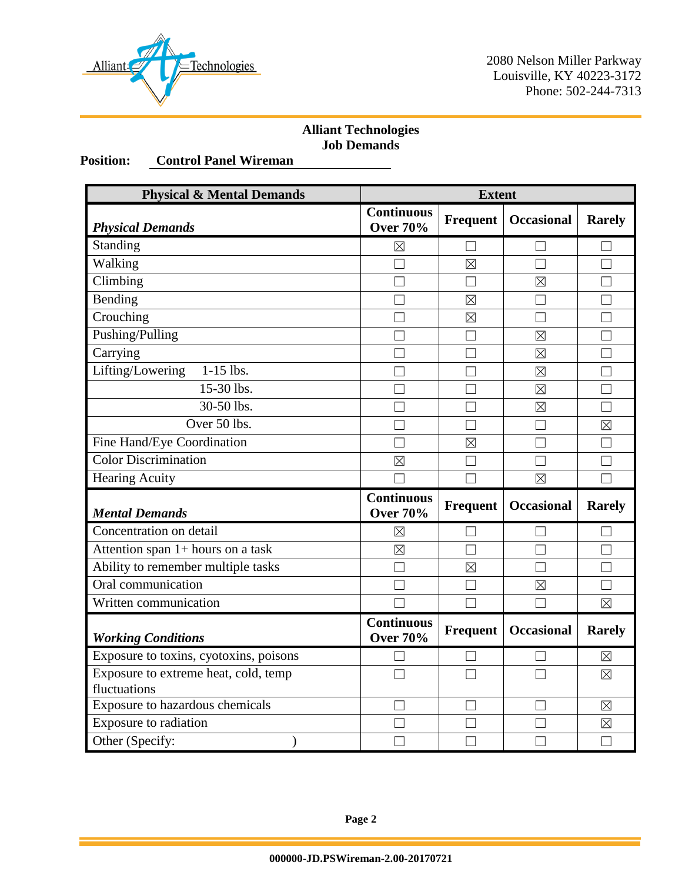2080 Nelson Miller Parkway
Louisville, KY 40223-3172
Phone: 502-244-7313

**Alliant Technologies**
**Job Demands**

**Position:** **Control Panel Wireman**

| Physical & Mental Demands | Extent | | | |
|---|---|---|---|---|
| ***Physical Demands*** | **Continuous Over 70%** | **Frequent** | **Occasional** | **Rarely** |
| Standing | ☒ | ☐ | ☐ | ☐ |
| Walking | ☐ | ☒ | ☐ | ☐ |
| Climbing | ☐ | ☐ | ☒ | ☐ |
| Bending | ☐ | ☒ | ☐ | ☐ |
| Crouching | ☐ | ☒ | ☐ | ☐ |
| Pushing/Pulling | ☐ | ☐ | ☒ | ☐ |
| Carrying | ☐ | ☐ | ☒ | ☐ |
| Lifting/Lowering 1-15 lbs. | ☐ | ☐ | ☒ | ☐ |
| 15-30 lbs. | ☐ | ☐ | ☒ | ☐ |
| 30-50 lbs. | ☐ | ☐ | ☒ | ☐ |
| Over 50 lbs. | ☐ | ☐ | ☐ | ☒ |
| Fine Hand/Eye Coordination | ☐ | ☒ | ☐ | ☐ |
| Color Discrimination | ☒ | ☐ | ☐ | ☐ |
| Hearing Acuity | ☐ | ☐ | ☒ | ☐ |
| ***Mental Demands*** | **Continuous Over 70%** | **Frequent** | **Occasional** | **Rarely** |
| Concentration on detail | ☒ | ☐ | ☐ | ☐ |
| Attention span 1+ hours on a task | ☒ | ☐ | ☐ | ☐ |
| Ability to remember multiple tasks | ☐ | ☒ | ☐ | ☐ |
| Oral communication | ☐ | ☐ | ☒ | ☐ |
| Written communication | ☐ | ☐ | ☐ | ☒ |
| ***Working Conditions*** | **Continuous Over 70%** | **Frequent** | **Occasional** | **Rarely** |
| Exposure to toxins, cyotoxins, poisons | ☐ | ☐ | ☐ | ☒ |
| Exposure to extreme heat, cold, temp fluctuations | ☐ | ☐ | ☐ | ☒ |
| Exposure to hazardous chemicals | ☐ | ☐ | ☐ | ☒ |
| Exposure to radiation | ☐ | ☐ | ☐ | ☒ |
| Other (Specify: ) | ☐ | ☐ | ☐ | ☐ |

000000-JD.PSWireman-2.00-20170721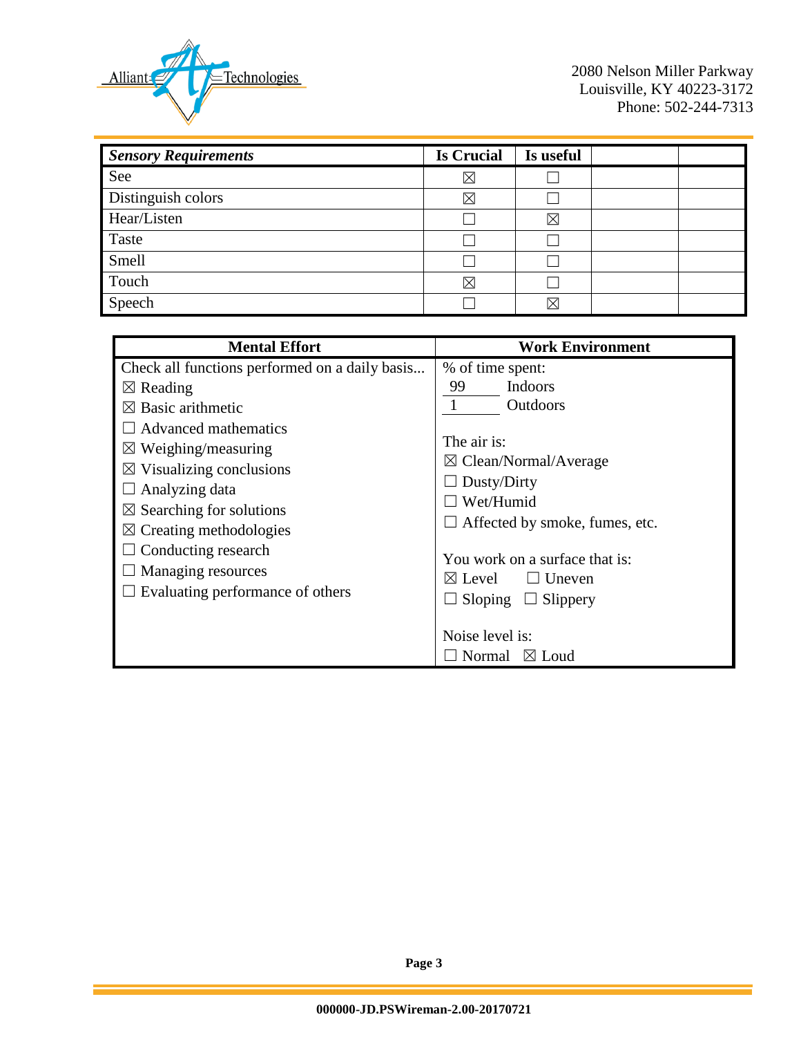Alliant Technologies

2080 Nelson Miller Parkway
Louisville, KY 40223-3172
Phone: 502-244-7313

| ***Sensory Requirements*** | **Is Crucial** | **Is useful** | | |
|---|---|---|---|---|
| See | ☒ | ☐ | | |
| Distinguish colors | ☒ | ☐ | | |
| Hear/Listen | ☐ | ☒ | | |
| Taste | ☐ | ☐ | | |
| Smell | ☐ | ☐ | | |
| Touch | ☒ | ☐ | | |
| Speech | ☐ | ☒ | | |

| **Mental Effort** | **Work Environment** |
|---|---|
| Check all functions performed on a daily basis...<br>☒ Reading<br>☒ Basic arithmetic<br>☐ Advanced mathematics<br>☒ Weighing/measuring<br>☒ Visualizing conclusions<br>☐ Analyzing data<br>☒ Searching for solutions<br>☒ Creating methodologies<br>☐ Conducting research<br>☐ Managing resources<br>☐ Evaluating performance of others | % of time spent:<br>99 Indoors<br>1 Outdoors<br><br>The air is:<br>☒ Clean/Normal/Average<br>☐ Dusty/Dirty<br>☐ Wet/Humid<br>☐ Affected by smoke, fumes, etc.<br><br>You work on a surface that is:<br>☒ Level ☐ Uneven<br>☐ Sloping ☐ Slippery<br><br>Noise level is:<br>☐ Normal ☒ Loud |

000000-JD.PSWireman-2.00-20170721